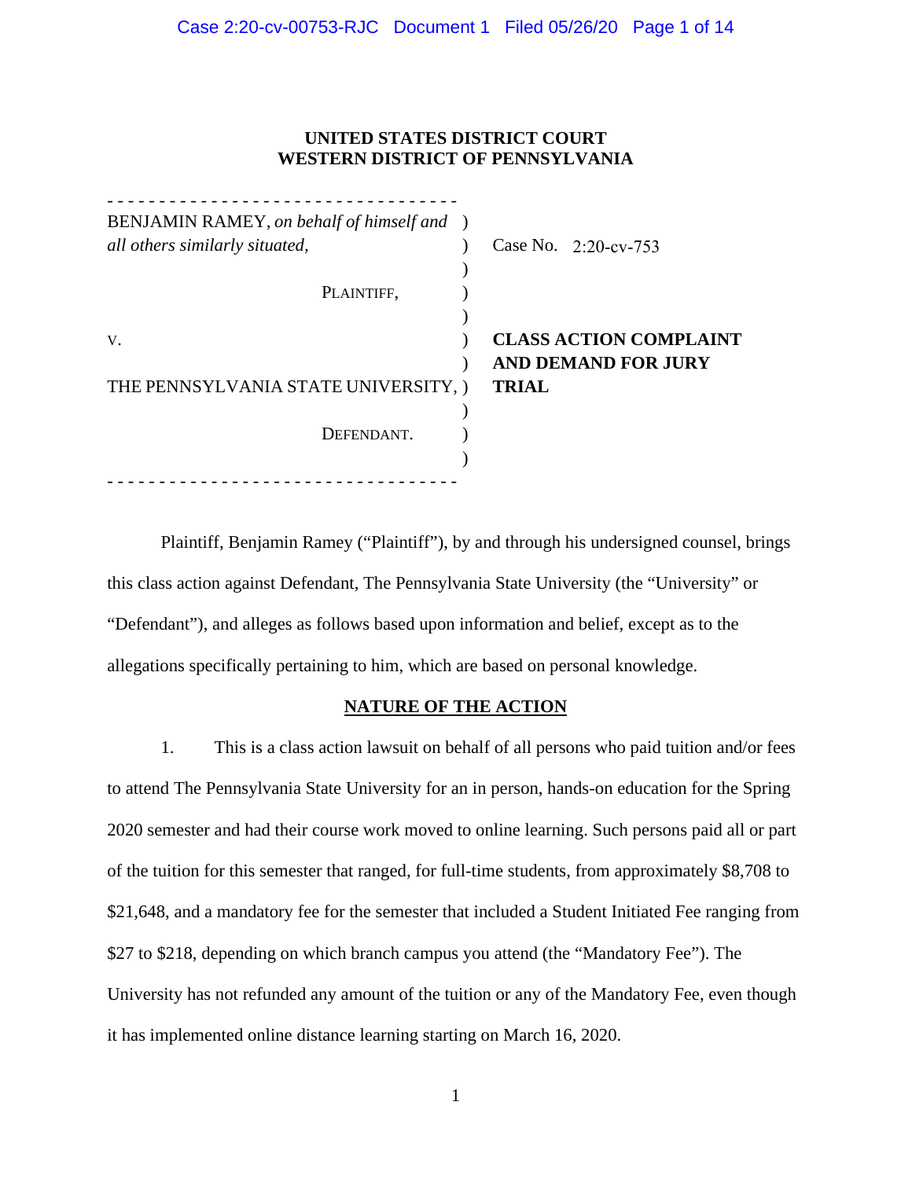**UNITED STATES DISTRICT COURT**
**WESTERN DISTRICT OF PENNSYLVANIA**

| | | |
|---|---|---|
| BENJAMIN RAMEY, *on behalf of himself and all others similarly situated,* | ) | Case No. 2:20-cv-753 |
| PLAINTIFF, | ) | |
| v. | ) | **CLASS ACTION COMPLAINT AND DEMAND FOR JURY TRIAL** |
| THE PENNSYLVANIA STATE UNIVERSITY, | ) | |
| DEFENDANT. | ) | |

Plaintiff, Benjamin Ramey ("Plaintiff"), by and through his undersigned counsel, brings this class action against Defendant, The Pennsylvania State University (the "University" or "Defendant"), and alleges as follows based upon information and belief, except as to the allegations specifically pertaining to him, which are based on personal knowledge.

## NATURE OF THE ACTION

1. This is a class action lawsuit on behalf of all persons who paid tuition and/or fees to attend The Pennsylvania State University for an in person, hands-on education for the Spring 2020 semester and had their course work moved to online learning. Such persons paid all or part of the tuition for this semester that ranged, for full-time students, from approximately $8,708 to $21,648, and a mandatory fee for the semester that included a Student Initiated Fee ranging from $27 to $218, depending on which branch campus you attend (the "Mandatory Fee"). The University has not refunded any amount of the tuition or any of the Mandatory Fee, even though it has implemented online distance learning starting on March 16, 2020.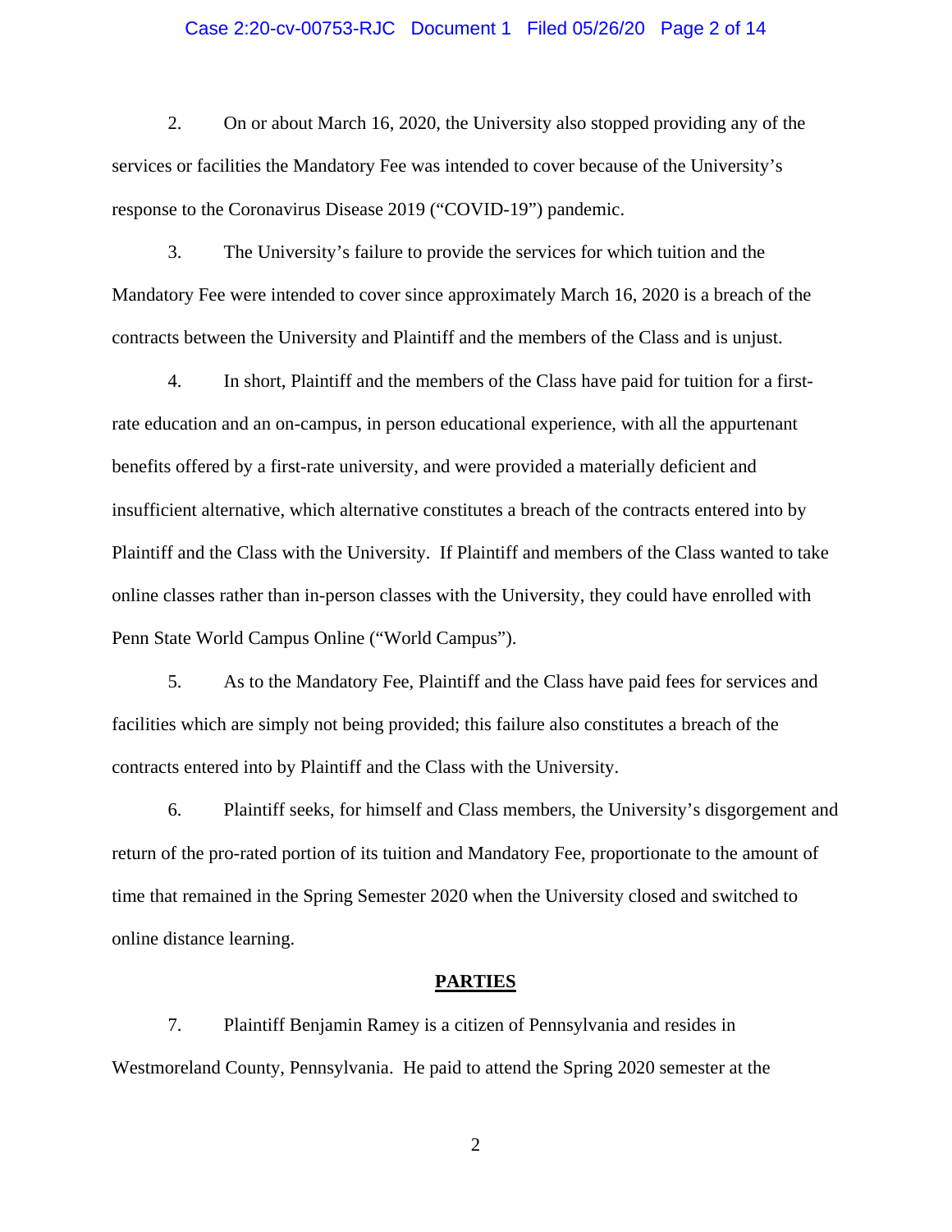2. On or about March 16, 2020, the University also stopped providing any of the services or facilities the Mandatory Fee was intended to cover because of the University's response to the Coronavirus Disease 2019 ("COVID-19") pandemic.

3. The University's failure to provide the services for which tuition and the Mandatory Fee were intended to cover since approximately March 16, 2020 is a breach of the contracts between the University and Plaintiff and the members of the Class and is unjust.

4. In short, Plaintiff and the members of the Class have paid for tuition for a first-rate education and an on-campus, in person educational experience, with all the appurtenant benefits offered by a first-rate university, and were provided a materially deficient and insufficient alternative, which alternative constitutes a breach of the contracts entered into by Plaintiff and the Class with the University. If Plaintiff and members of the Class wanted to take online classes rather than in-person classes with the University, they could have enrolled with Penn State World Campus Online ("World Campus").

5. As to the Mandatory Fee, Plaintiff and the Class have paid fees for services and facilities which are simply not being provided; this failure also constitutes a breach of the contracts entered into by Plaintiff and the Class with the University.

6. Plaintiff seeks, for himself and Class members, the University's disgorgement and return of the pro-rated portion of its tuition and Mandatory Fee, proportionate to the amount of time that remained in the Spring Semester 2020 when the University closed and switched to online distance learning.

## PARTIES

7. Plaintiff Benjamin Ramey is a citizen of Pennsylvania and resides in Westmoreland County, Pennsylvania. He paid to attend the Spring 2020 semester at the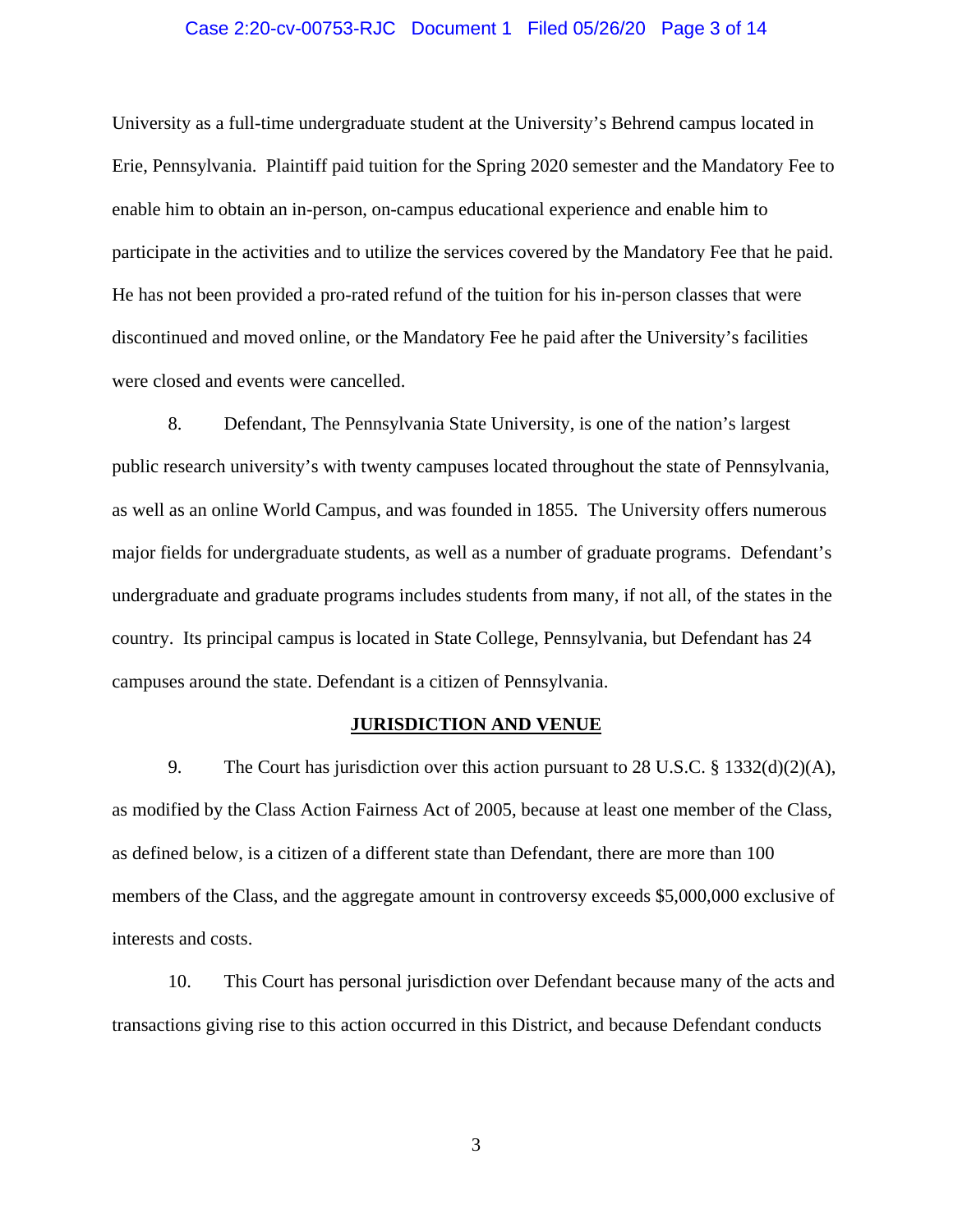University as a full-time undergraduate student at the University's Behrend campus located in Erie, Pennsylvania. Plaintiff paid tuition for the Spring 2020 semester and the Mandatory Fee to enable him to obtain an in-person, on-campus educational experience and enable him to participate in the activities and to utilize the services covered by the Mandatory Fee that he paid. He has not been provided a pro-rated refund of the tuition for his in-person classes that were discontinued and moved online, or the Mandatory Fee he paid after the University's facilities were closed and events were cancelled.

8. Defendant, The Pennsylvania State University, is one of the nation's largest public research university's with twenty campuses located throughout the state of Pennsylvania, as well as an online World Campus, and was founded in 1855. The University offers numerous major fields for undergraduate students, as well as a number of graduate programs. Defendant's undergraduate and graduate programs includes students from many, if not all, of the states in the country. Its principal campus is located in State College, Pennsylvania, but Defendant has 24 campuses around the state. Defendant is a citizen of Pennsylvania.

## JURISDICTION AND VENUE

9. The Court has jurisdiction over this action pursuant to 28 U.S.C. § 1332(d)(2)(A), as modified by the Class Action Fairness Act of 2005, because at least one member of the Class, as defined below, is a citizen of a different state than Defendant, there are more than 100 members of the Class, and the aggregate amount in controversy exceeds $5,000,000 exclusive of interests and costs.

10. This Court has personal jurisdiction over Defendant because many of the acts and transactions giving rise to this action occurred in this District, and because Defendant conducts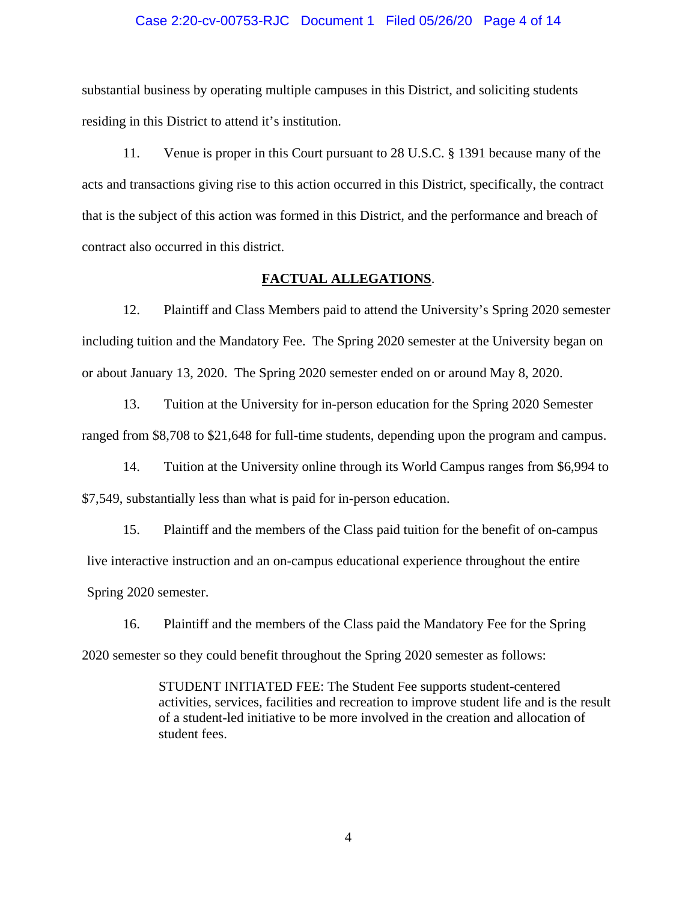substantial business by operating multiple campuses in this District, and soliciting students residing in this District to attend it's institution.

11. Venue is proper in this Court pursuant to 28 U.S.C. § 1391 because many of the acts and transactions giving rise to this action occurred in this District, specifically, the contract that is the subject of this action was formed in this District, and the performance and breach of contract also occurred in this district.

## **FACTUAL ALLEGATIONS**.

12. Plaintiff and Class Members paid to attend the University's Spring 2020 semester including tuition and the Mandatory Fee. The Spring 2020 semester at the University began on or about January 13, 2020. The Spring 2020 semester ended on or around May 8, 2020.

13. Tuition at the University for in-person education for the Spring 2020 Semester ranged from $8,708 to $21,648 for full-time students, depending upon the program and campus.

14. Tuition at the University online through its World Campus ranges from $6,994 to $7,549, substantially less than what is paid for in-person education.

15. Plaintiff and the members of the Class paid tuition for the benefit of on-campus live interactive instruction and an on-campus educational experience throughout the entire Spring 2020 semester.

16. Plaintiff and the members of the Class paid the Mandatory Fee for the Spring 2020 semester so they could benefit throughout the Spring 2020 semester as follows:

> STUDENT INITIATED FEE: The Student Fee supports student-centered activities, services, facilities and recreation to improve student life and is the result of a student-led initiative to be more involved in the creation and allocation of student fees.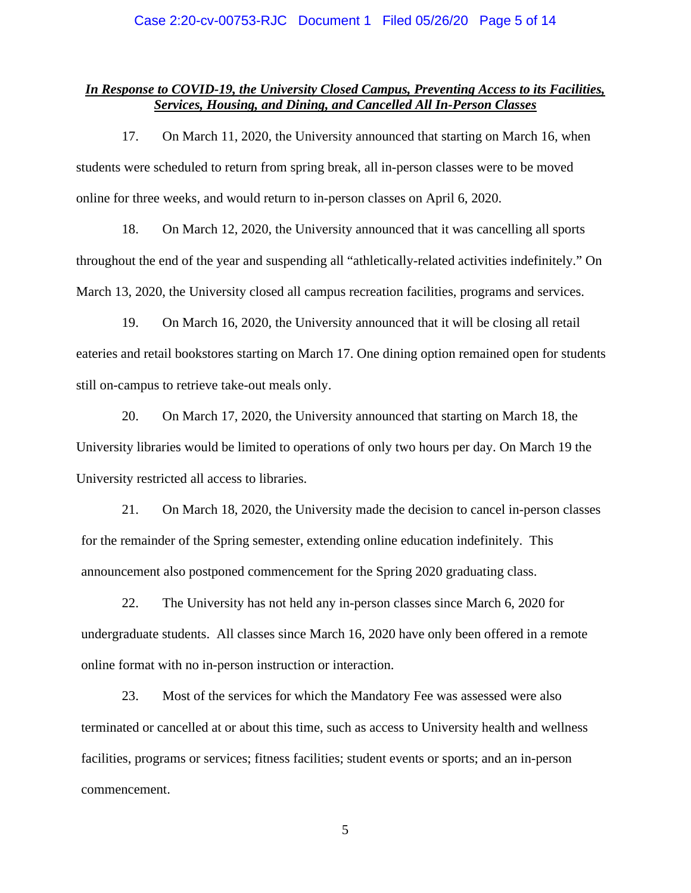***In Response to COVID-19, the University Closed Campus, Preventing Access to its Facilities, Services, Housing, and Dining, and Cancelled All In-Person Classes***

17. On March 11, 2020, the University announced that starting on March 16, when students were scheduled to return from spring break, all in-person classes were to be moved online for three weeks, and would return to in-person classes on April 6, 2020.

18. On March 12, 2020, the University announced that it was cancelling all sports throughout the end of the year and suspending all "athletically-related activities indefinitely." On March 13, 2020, the University closed all campus recreation facilities, programs and services.

19. On March 16, 2020, the University announced that it will be closing all retail eateries and retail bookstores starting on March 17. One dining option remained open for students still on-campus to retrieve take-out meals only.

20. On March 17, 2020, the University announced that starting on March 18, the University libraries would be limited to operations of only two hours per day. On March 19 the University restricted all access to libraries.

21. On March 18, 2020, the University made the decision to cancel in-person classes for the remainder of the Spring semester, extending online education indefinitely. This announcement also postponed commencement for the Spring 2020 graduating class.

22. The University has not held any in-person classes since March 6, 2020 for undergraduate students. All classes since March 16, 2020 have only been offered in a remote online format with no in-person instruction or interaction.

23. Most of the services for which the Mandatory Fee was assessed were also terminated or cancelled at or about this time, such as access to University health and wellness facilities, programs or services; fitness facilities; student events or sports; and an in-person commencement.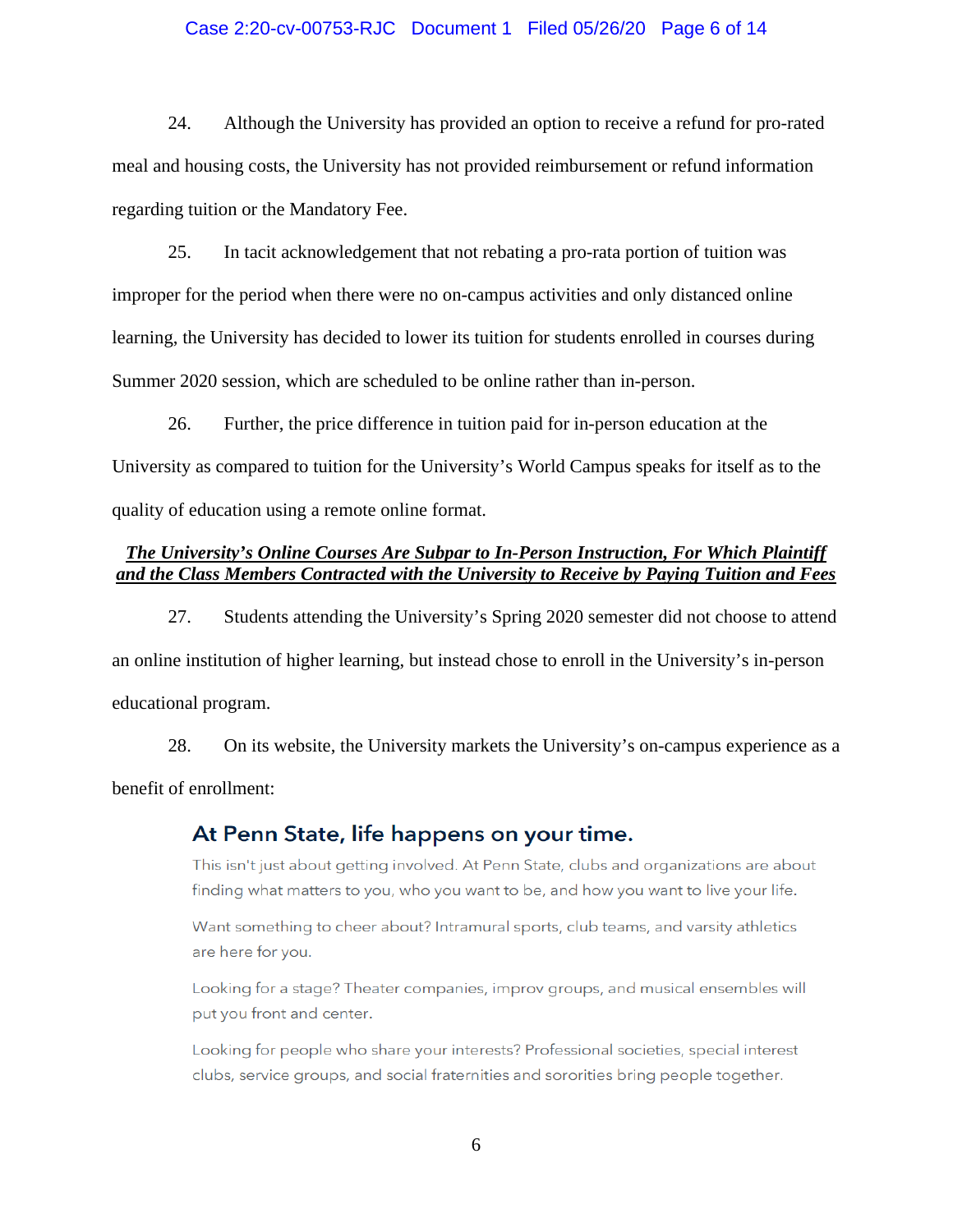24. Although the University has provided an option to receive a refund for pro-rated meal and housing costs, the University has not provided reimbursement or refund information regarding tuition or the Mandatory Fee.

25. In tacit acknowledgement that not rebating a pro-rata portion of tuition was improper for the period when there were no on-campus activities and only distanced online learning, the University has decided to lower its tuition for students enrolled in courses during Summer 2020 session, which are scheduled to be online rather than in-person.

26. Further, the price difference in tuition paid for in-person education at the University as compared to tuition for the University's World Campus speaks for itself as to the quality of education using a remote online format.

***The University's Online Courses Are Subpar to In-Person Instruction, For Which Plaintiff and the Class Members Contracted with the University to Receive by Paying Tuition and Fees***

27. Students attending the University's Spring 2020 semester did not choose to attend an online institution of higher learning, but instead chose to enroll in the University's in-person educational program.

28. On its website, the University markets the University's on-campus experience as a benefit of enrollment:

> **At Penn State, life happens on your time.**
>
> This isn't just about getting involved. At Penn State, clubs and organizations are about finding what matters to you, who you want to be, and how you want to live your life.
>
> Want something to cheer about? Intramural sports, club teams, and varsity athletics are here for you.
>
> Looking for a stage? Theater companies, improv groups, and musical ensembles will put you front and center.
>
> Looking for people who share your interests? Professional societies, special interest clubs, service groups, and social fraternities and sororities bring people together.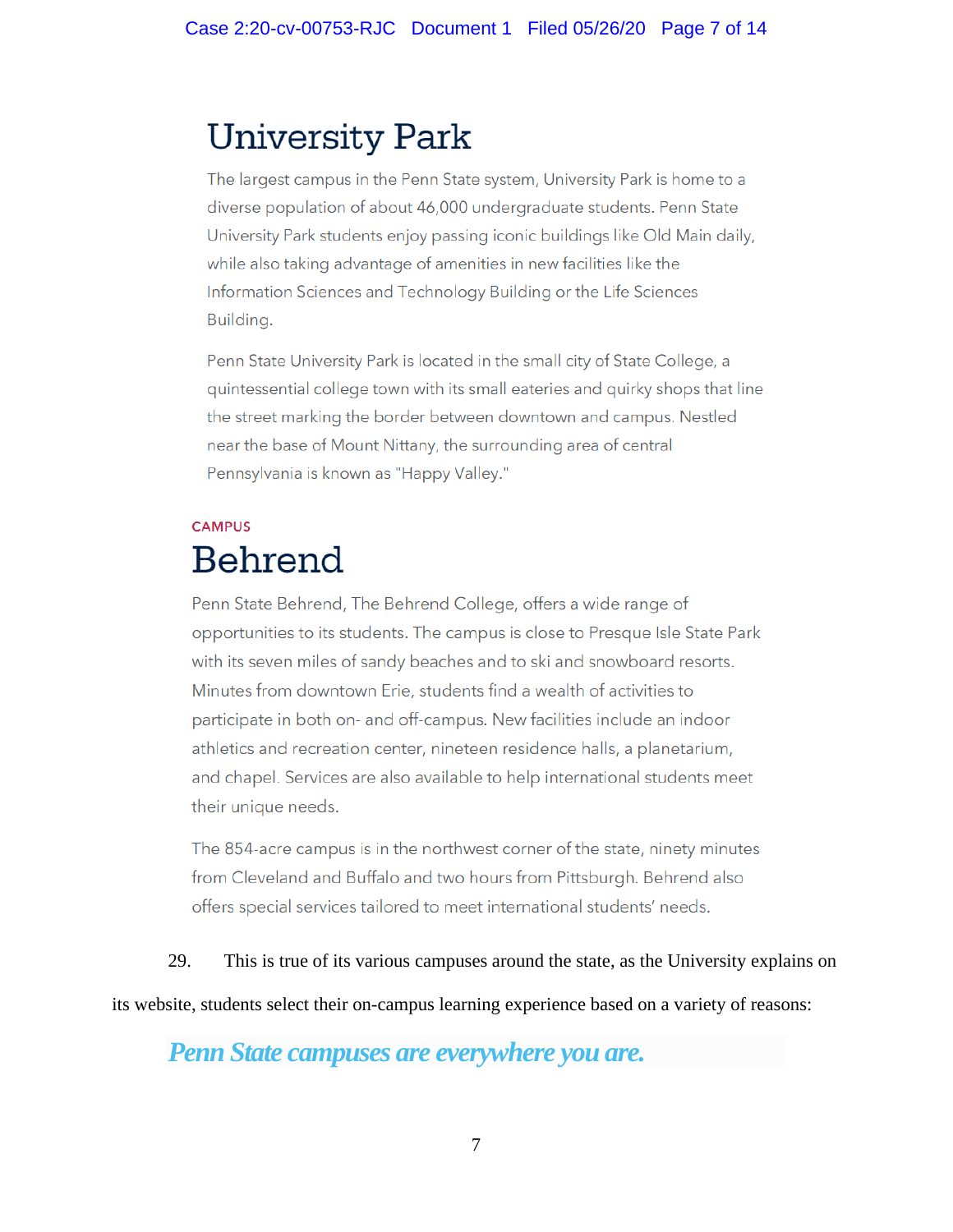## University Park

The largest campus in the Penn State system, University Park is home to a diverse population of about 46,000 undergraduate students. Penn State University Park students enjoy passing iconic buildings like Old Main daily, while also taking advantage of amenities in new facilities like the Information Sciences and Technology Building or the Life Sciences Building.

Penn State University Park is located in the small city of State College, a quintessential college town with its small eateries and quirky shops that line the street marking the border between downtown and campus. Nestled near the base of Mount Nittany, the surrounding area of central Pennsylvania is known as "Happy Valley."

CAMPUS

## Behrend

Penn State Behrend, The Behrend College, offers a wide range of opportunities to its students. The campus is close to Presque Isle State Park with its seven miles of sandy beaches and to ski and snowboard resorts. Minutes from downtown Erie, students find a wealth of activities to participate in both on- and off-campus. New facilities include an indoor athletics and recreation center, nineteen residence halls, a planetarium, and chapel. Services are also available to help international students meet their unique needs.

The 854-acre campus is in the northwest corner of the state, ninety minutes from Cleveland and Buffalo and two hours from Pittsburgh. Behrend also offers special services tailored to meet international students' needs.

29. This is true of its various campuses around the state, as the University explains on its website, students select their on-campus learning experience based on a variety of reasons:

***Penn State campuses are everywhere you are.***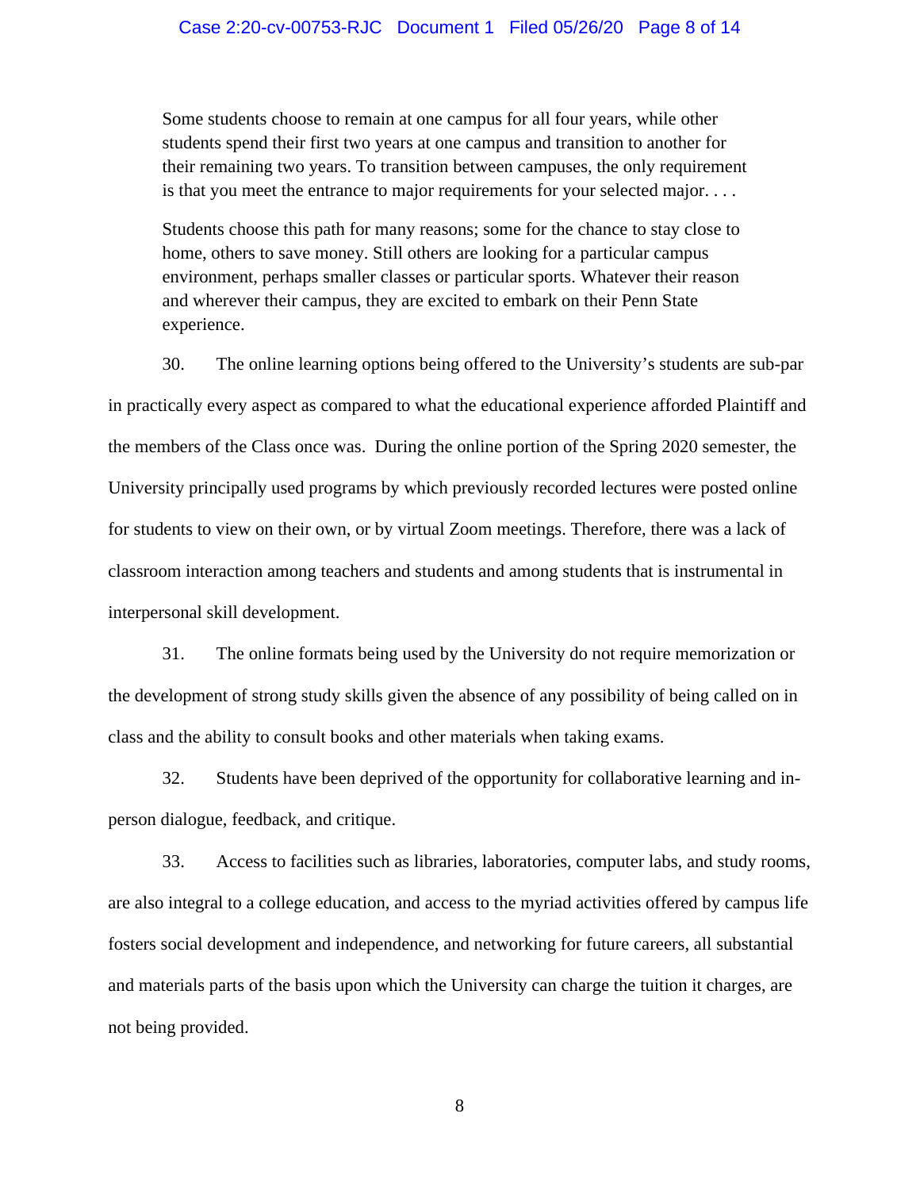> Some students choose to remain at one campus for all four years, while other students spend their first two years at one campus and transition to another for their remaining two years. To transition between campuses, the only requirement is that you meet the entrance to major requirements for your selected major. . . .
>
> Students choose this path for many reasons; some for the chance to stay close to home, others to save money. Still others are looking for a particular campus environment, perhaps smaller classes or particular sports. Whatever their reason and wherever their campus, they are excited to embark on their Penn State experience.

30. The online learning options being offered to the University's students are sub-par in practically every aspect as compared to what the educational experience afforded Plaintiff and the members of the Class once was. During the online portion of the Spring 2020 semester, the University principally used programs by which previously recorded lectures were posted online for students to view on their own, or by virtual Zoom meetings. Therefore, there was a lack of classroom interaction among teachers and students and among students that is instrumental in interpersonal skill development.

31. The online formats being used by the University do not require memorization or the development of strong study skills given the absence of any possibility of being called on in class and the ability to consult books and other materials when taking exams.

32. Students have been deprived of the opportunity for collaborative learning and in-person dialogue, feedback, and critique.

33. Access to facilities such as libraries, laboratories, computer labs, and study rooms, are also integral to a college education, and access to the myriad activities offered by campus life fosters social development and independence, and networking for future careers, all substantial and materials parts of the basis upon which the University can charge the tuition it charges, are not being provided.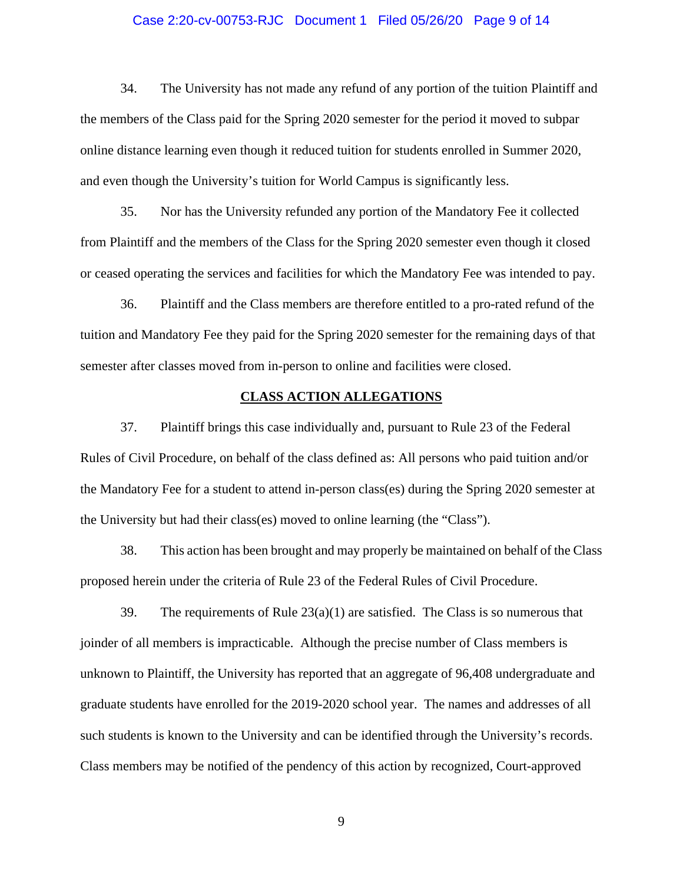34. The University has not made any refund of any portion of the tuition Plaintiff and the members of the Class paid for the Spring 2020 semester for the period it moved to subpar online distance learning even though it reduced tuition for students enrolled in Summer 2020, and even though the University's tuition for World Campus is significantly less.

35. Nor has the University refunded any portion of the Mandatory Fee it collected from Plaintiff and the members of the Class for the Spring 2020 semester even though it closed or ceased operating the services and facilities for which the Mandatory Fee was intended to pay.

36. Plaintiff and the Class members are therefore entitled to a pro-rated refund of the tuition and Mandatory Fee they paid for the Spring 2020 semester for the remaining days of that semester after classes moved from in-person to online and facilities were closed.

## CLASS ACTION ALLEGATIONS

37. Plaintiff brings this case individually and, pursuant to Rule 23 of the Federal Rules of Civil Procedure, on behalf of the class defined as: All persons who paid tuition and/or the Mandatory Fee for a student to attend in-person class(es) during the Spring 2020 semester at the University but had their class(es) moved to online learning (the "Class").

38. This action has been brought and may properly be maintained on behalf of the Class proposed herein under the criteria of Rule 23 of the Federal Rules of Civil Procedure.

39. The requirements of Rule 23(a)(1) are satisfied. The Class is so numerous that joinder of all members is impracticable. Although the precise number of Class members is unknown to Plaintiff, the University has reported that an aggregate of 96,408 undergraduate and graduate students have enrolled for the 2019-2020 school year. The names and addresses of all such students is known to the University and can be identified through the University's records. Class members may be notified of the pendency of this action by recognized, Court-approved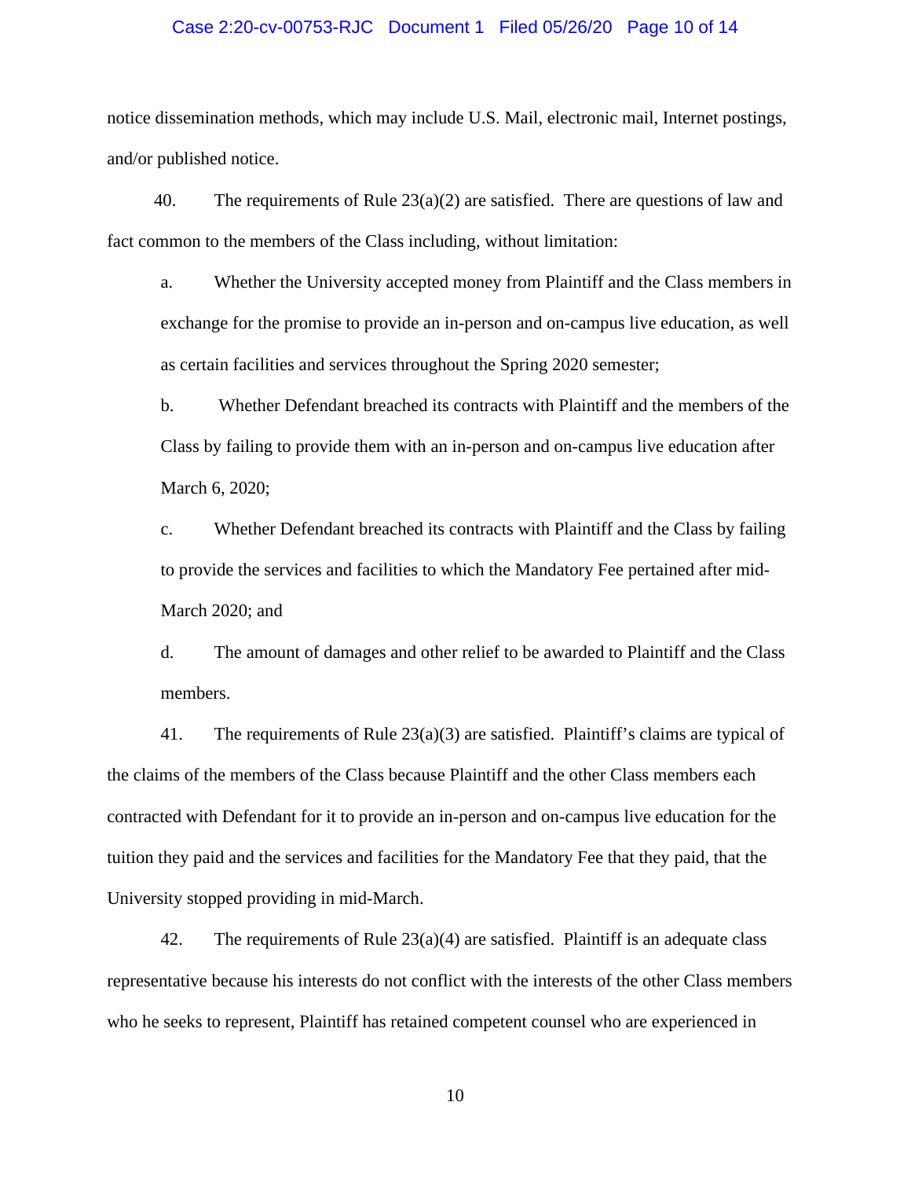notice dissemination methods, which may include U.S. Mail, electronic mail, Internet postings, and/or published notice.

40. The requirements of Rule 23(a)(2) are satisfied. There are questions of law and fact common to the members of the Class including, without limitation:

a. Whether the University accepted money from Plaintiff and the Class members in exchange for the promise to provide an in-person and on-campus live education, as well as certain facilities and services throughout the Spring 2020 semester;

b. Whether Defendant breached its contracts with Plaintiff and the members of the Class by failing to provide them with an in-person and on-campus live education after March 6, 2020;

c. Whether Defendant breached its contracts with Plaintiff and the Class by failing to provide the services and facilities to which the Mandatory Fee pertained after mid-March 2020; and

d. The amount of damages and other relief to be awarded to Plaintiff and the Class members.

41. The requirements of Rule 23(a)(3) are satisfied. Plaintiff's claims are typical of the claims of the members of the Class because Plaintiff and the other Class members each contracted with Defendant for it to provide an in-person and on-campus live education for the tuition they paid and the services and facilities for the Mandatory Fee that they paid, that the University stopped providing in mid-March.

42. The requirements of Rule 23(a)(4) are satisfied. Plaintiff is an adequate class representative because his interests do not conflict with the interests of the other Class members who he seeks to represent, Plaintiff has retained competent counsel who are experienced in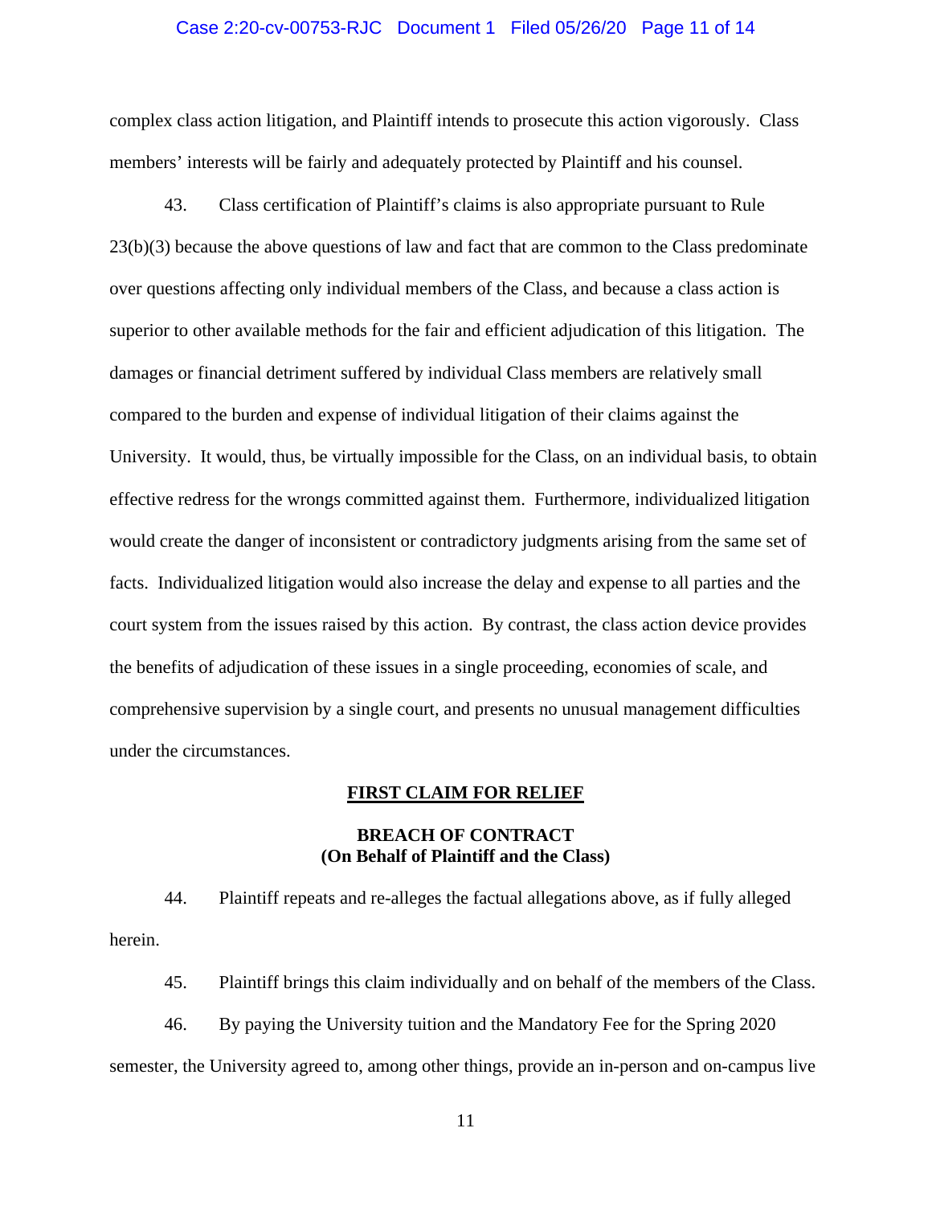complex class action litigation, and Plaintiff intends to prosecute this action vigorously. Class members' interests will be fairly and adequately protected by Plaintiff and his counsel.

43. Class certification of Plaintiff's claims is also appropriate pursuant to Rule 23(b)(3) because the above questions of law and fact that are common to the Class predominate over questions affecting only individual members of the Class, and because a class action is superior to other available methods for the fair and efficient adjudication of this litigation. The damages or financial detriment suffered by individual Class members are relatively small compared to the burden and expense of individual litigation of their claims against the University. It would, thus, be virtually impossible for the Class, on an individual basis, to obtain effective redress for the wrongs committed against them. Furthermore, individualized litigation would create the danger of inconsistent or contradictory judgments arising from the same set of facts. Individualized litigation would also increase the delay and expense to all parties and the court system from the issues raised by this action. By contrast, the class action device provides the benefits of adjudication of these issues in a single proceeding, economies of scale, and comprehensive supervision by a single court, and presents no unusual management difficulties under the circumstances.

## FIRST CLAIM FOR RELIEF

### BREACH OF CONTRACT
### (On Behalf of Plaintiff and the Class)

44. Plaintiff repeats and re-alleges the factual allegations above, as if fully alleged herein.

45. Plaintiff brings this claim individually and on behalf of the members of the Class.

46. By paying the University tuition and the Mandatory Fee for the Spring 2020 semester, the University agreed to, among other things, provide an in-person and on-campus live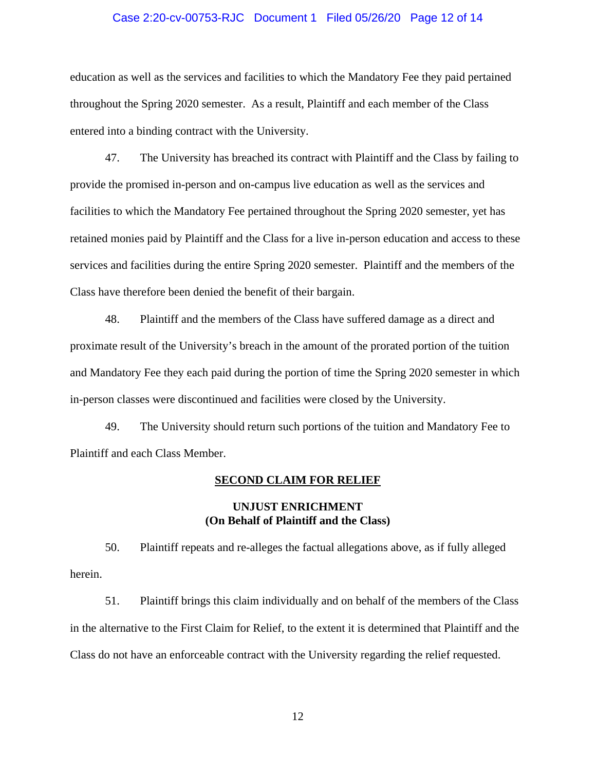education as well as the services and facilities to which the Mandatory Fee they paid pertained throughout the Spring 2020 semester. As a result, Plaintiff and each member of the Class entered into a binding contract with the University.

47. The University has breached its contract with Plaintiff and the Class by failing to provide the promised in-person and on-campus live education as well as the services and facilities to which the Mandatory Fee pertained throughout the Spring 2020 semester, yet has retained monies paid by Plaintiff and the Class for a live in-person education and access to these services and facilities during the entire Spring 2020 semester. Plaintiff and the members of the Class have therefore been denied the benefit of their bargain.

48. Plaintiff and the members of the Class have suffered damage as a direct and proximate result of the University's breach in the amount of the prorated portion of the tuition and Mandatory Fee they each paid during the portion of time the Spring 2020 semester in which in-person classes were discontinued and facilities were closed by the University.

49. The University should return such portions of the tuition and Mandatory Fee to Plaintiff and each Class Member.

## <u>SECOND CLAIM FOR RELIEF</u>

### UNJUST ENRICHMENT
### (On Behalf of Plaintiff and the Class)

50. Plaintiff repeats and re-alleges the factual allegations above, as if fully alleged herein.

51. Plaintiff brings this claim individually and on behalf of the members of the Class in the alternative to the First Claim for Relief, to the extent it is determined that Plaintiff and the Class do not have an enforceable contract with the University regarding the relief requested.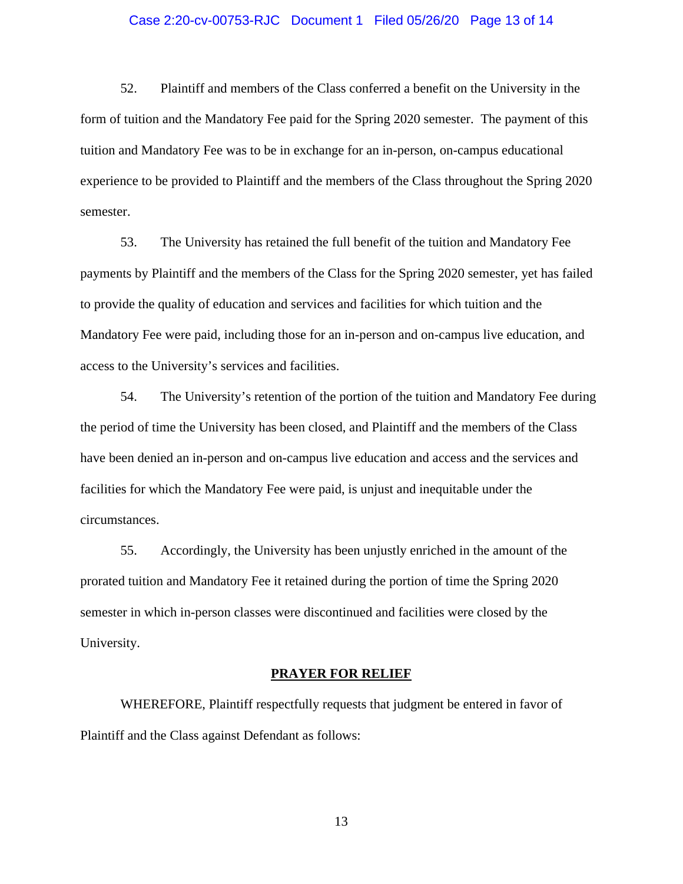52. Plaintiff and members of the Class conferred a benefit on the University in the form of tuition and the Mandatory Fee paid for the Spring 2020 semester. The payment of this tuition and Mandatory Fee was to be in exchange for an in-person, on-campus educational experience to be provided to Plaintiff and the members of the Class throughout the Spring 2020 semester.

53. The University has retained the full benefit of the tuition and Mandatory Fee payments by Plaintiff and the members of the Class for the Spring 2020 semester, yet has failed to provide the quality of education and services and facilities for which tuition and the Mandatory Fee were paid, including those for an in-person and on-campus live education, and access to the University's services and facilities.

54. The University's retention of the portion of the tuition and Mandatory Fee during the period of time the University has been closed, and Plaintiff and the members of the Class have been denied an in-person and on-campus live education and access and the services and facilities for which the Mandatory Fee were paid, is unjust and inequitable under the circumstances.

55. Accordingly, the University has been unjustly enriched in the amount of the prorated tuition and Mandatory Fee it retained during the portion of time the Spring 2020 semester in which in-person classes were discontinued and facilities were closed by the University.

**PRAYER FOR RELIEF**

WHEREFORE, Plaintiff respectfully requests that judgment be entered in favor of Plaintiff and the Class against Defendant as follows: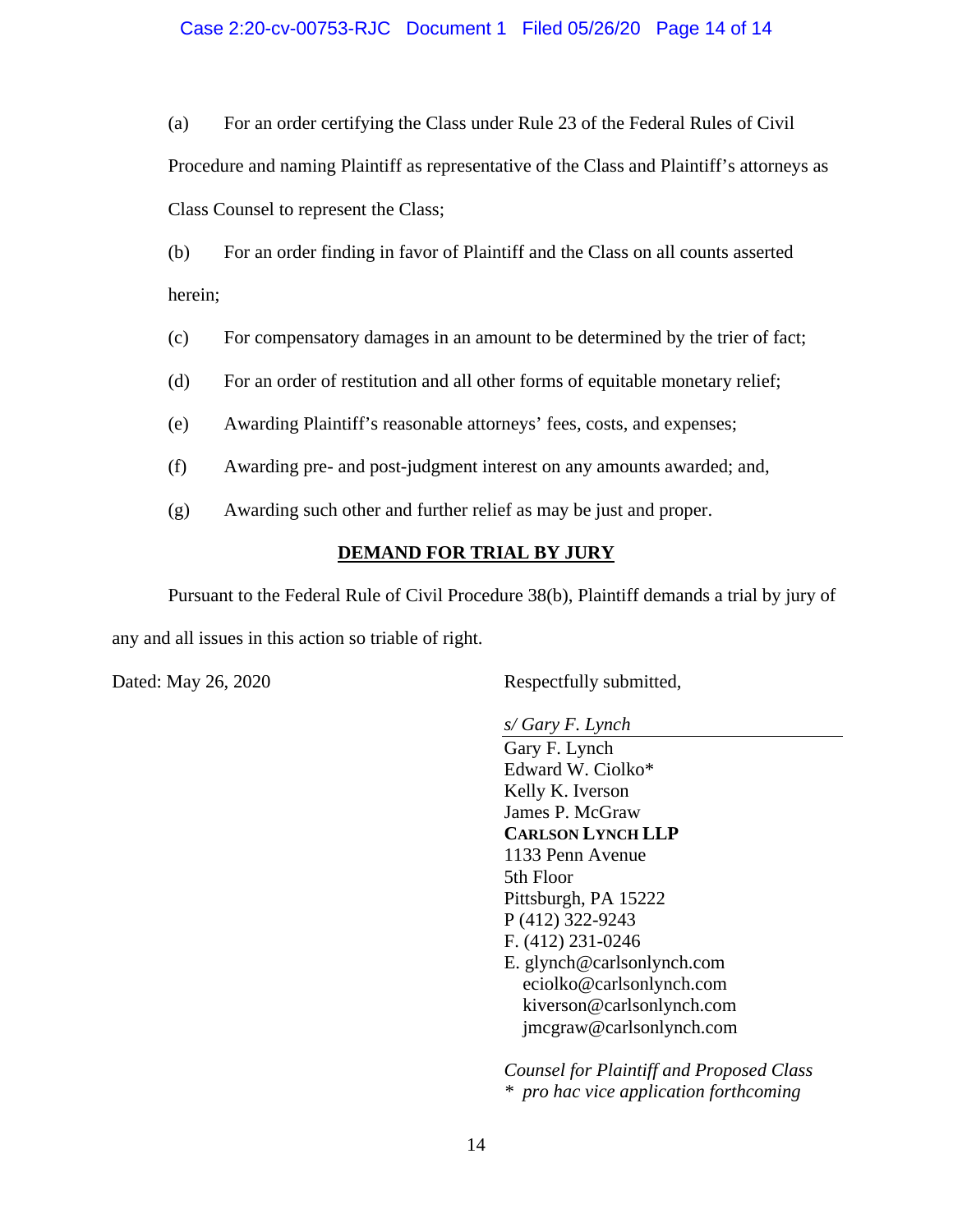(a) For an order certifying the Class under Rule 23 of the Federal Rules of Civil Procedure and naming Plaintiff as representative of the Class and Plaintiff's attorneys as Class Counsel to represent the Class;

(b) For an order finding in favor of Plaintiff and the Class on all counts asserted herein;

(c) For compensatory damages in an amount to be determined by the trier of fact;

(d) For an order of restitution and all other forms of equitable monetary relief;

(e) Awarding Plaintiff's reasonable attorneys' fees, costs, and expenses;

(f) Awarding pre- and post-judgment interest on any amounts awarded; and,

(g) Awarding such other and further relief as may be just and proper.

## DEMAND FOR TRIAL BY JURY

Pursuant to the Federal Rule of Civil Procedure 38(b), Plaintiff demands a trial by jury of any and all issues in this action so triable of right.

Dated: May 26, 2020

Respectfully submitted,

*s/ Gary F. Lynch*
Gary F. Lynch
Edward W. Ciolko*
Kelly K. Iverson
James P. McGraw
**CARLSON LYNCH LLP**
1133 Penn Avenue
5th Floor
Pittsburgh, PA 15222
P (412) 322-9243
F. (412) 231-0246
E. glynch@carlsonlynch.com
eciolko@carlsonlynch.com
kiverson@carlsonlynch.com
jmcgraw@carlsonlynch.com

*Counsel for Plaintiff and Proposed Class*
*\* pro hac vice application forthcoming*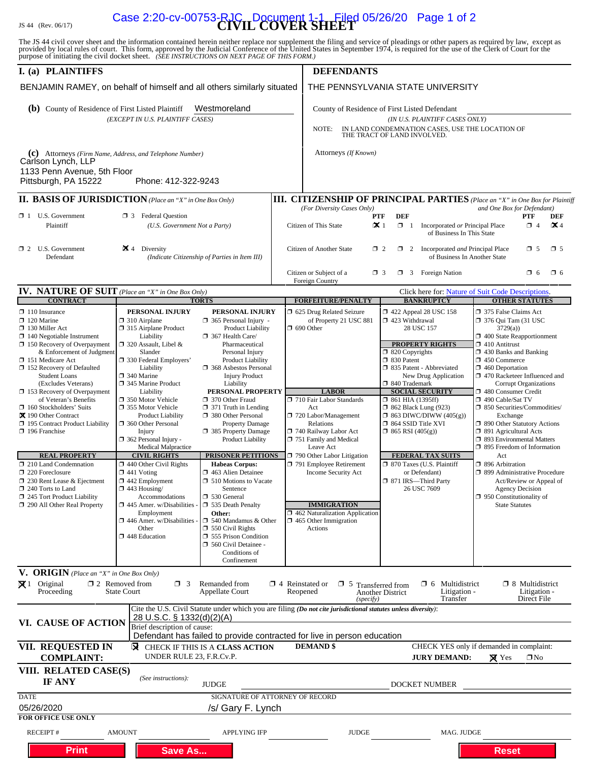JS 44 (Rev. 06/17)

# CIVIL COVER SHEET

The JS 44 civil cover sheet and the information contained herein neither replace nor supplement the filing and service of pleadings or other papers as required by law, except as provided by local rules of court. This form, approved by the Judicial Conference of the United States in September 1974, is required for the use of the Clerk of Court for the purpose of initiating the civil docket sheet. *(SEE INSTRUCTIONS ON NEXT PAGE OF THIS FORM.)*

## I. (a) PLAINTIFFS

BENJAMIN RAMEY, on behalf of himself and all others similarly situated

**(b)** County of Residence of First Listed Plaintiff: Westmoreland
*(EXCEPT IN U.S. PLAINTIFF CASES)*

**(c)** Attorneys *(Firm Name, Address, and Telephone Number)*
Carlson Lynch, LLP
1133 Penn Avenue, 5th Floor
Pittsburgh, PA 15222 Phone: 412-322-9243

## DEFENDANTS

THE PENNSYLVANIA STATE UNIVERSITY

County of Residence of First Listed Defendant
*(IN U.S. PLAINTIFF CASES ONLY)*

NOTE: IN LAND CONDEMNATION CASES, USE THE LOCATION OF THE TRACT OF LAND INVOLVED.

Attorneys *(If Known)*

## II. BASIS OF JURISDICTION *(Place an "X" in One Box Only)*

- ☐ 1 U.S. Government Plaintiff
- ☐ 3 Federal Question *(U.S. Government Not a Party)*
- ☐ 2 U.S. Government Defendant
- ☒ 4 Diversity *(Indicate Citizenship of Parties in Item III)*

## III. CITIZENSHIP OF PRINCIPAL PARTIES *(Place an "X" in One Box for Plaintiff and One Box for Defendant)*
*(For Diversity Cases Only)*

| | PTF | DEF | | PTF | DEF |
|---|---|---|---|---|---|
| Citizen of This State | ☒ 1 | ☐ 1 | Incorporated *or* Principal Place of Business In This State | ☐ 4 | ☒ 4 |
| Citizen of Another State | ☐ 2 | ☐ 2 | Incorporated *and* Principal Place of Business In Another State | ☐ 5 | ☐ 5 |
| Citizen or Subject of a Foreign Country | ☐ 3 | ☐ 3 | Foreign Nation | ☐ 6 | ☐ 6 |

## IV. NATURE OF SUIT *(Place an "X" in One Box Only)*

Click here for: Nature of Suit Code Descriptions.

**CONTRACT**
- ☐ 110 Insurance
- ☐ 120 Marine
- ☐ 130 Miller Act
- ☐ 140 Negotiable Instrument
- ☐ 150 Recovery of Overpayment & Enforcement of Judgment
- ☐ 151 Medicare Act
- ☐ 152 Recovery of Defaulted Student Loans (Excludes Veterans)
- ☐ 153 Recovery of Overpayment of Veteran's Benefits
- ☐ 160 Stockholders' Suits
- ☒ 190 Other Contract
- ☐ 195 Contract Product Liability
- ☐ 196 Franchise

**REAL PROPERTY**
- ☐ 210 Land Condemnation
- ☐ 220 Foreclosure
- ☐ 230 Rent Lease & Ejectment
- ☐ 240 Torts to Land
- ☐ 245 Tort Product Liability
- ☐ 290 All Other Real Property

**TORTS**

PERSONAL INJURY
- ☐ 310 Airplane
- ☐ 315 Airplane Product Liability
- ☐ 320 Assault, Libel & Slander
- ☐ 330 Federal Employers' Liability
- ☐ 340 Marine
- ☐ 345 Marine Product Liability
- ☐ 350 Motor Vehicle
- ☐ 355 Motor Vehicle Product Liability
- ☐ 360 Other Personal Injury
- ☐ 362 Personal Injury - Medical Malpractice

PERSONAL INJURY
- ☐ 365 Personal Injury - Product Liability
- ☐ 367 Health Care/ Pharmaceutical Personal Injury Product Liability
- ☐ 368 Asbestos Personal Injury Product Liability

PERSONAL PROPERTY
- ☐ 370 Other Fraud
- ☐ 371 Truth in Lending
- ☐ 380 Other Personal Property Damage
- ☐ 385 Property Damage Product Liability

**CIVIL RIGHTS**
- ☐ 440 Other Civil Rights
- ☐ 441 Voting
- ☐ 442 Employment
- ☐ 443 Housing/ Accommodations
- ☐ 445 Amer. w/Disabilities - Employment
- ☐ 446 Amer. w/Disabilities - Other
- ☐ 448 Education

**PRISONER PETITIONS**

Habeas Corpus:
- ☐ 463 Alien Detainee
- ☐ 510 Motions to Vacate Sentence
- ☐ 530 General
- ☐ 535 Death Penalty

Other:
- ☐ 540 Mandamus & Other
- ☐ 550 Civil Rights
- ☐ 555 Prison Condition
- ☐ 560 Civil Detainee - Conditions of Confinement

**FORFEITURE/PENALTY**
- ☐ 625 Drug Related Seizure of Property 21 USC 881
- ☐ 690 Other

**LABOR**
- ☐ 710 Fair Labor Standards Act
- ☐ 720 Labor/Management Relations
- ☐ 740 Railway Labor Act
- ☐ 751 Family and Medical Leave Act
- ☐ 790 Other Labor Litigation
- ☐ 791 Employee Retirement Income Security Act

**IMMIGRATION**
- ☐ 462 Naturalization Application
- ☐ 465 Other Immigration Actions

**BANKRUPTCY**
- ☐ 422 Appeal 28 USC 158
- ☐ 423 Withdrawal 28 USC 157

**PROPERTY RIGHTS**
- ☐ 820 Copyrights
- ☐ 830 Patent
- ☐ 835 Patent - Abbreviated New Drug Application
- ☐ 840 Trademark

**SOCIAL SECURITY**
- ☐ 861 HIA (1395ff)
- ☐ 862 Black Lung (923)
- ☐ 863 DIWC/DIWW (405(g))
- ☐ 864 SSID Title XVI
- ☐ 865 RSI (405(g))

**FEDERAL TAX SUITS**
- ☐ 870 Taxes (U.S. Plaintiff or Defendant)
- ☐ 871 IRS—Third Party 26 USC 7609

**OTHER STATUTES**
- ☐ 375 False Claims Act
- ☐ 376 Qui Tam (31 USC 3729(a))
- ☐ 400 State Reapportionment
- ☐ 410 Antitrust
- ☐ 430 Banks and Banking
- ☐ 450 Commerce
- ☐ 460 Deportation
- ☐ 470 Racketeer Influenced and Corrupt Organizations
- ☐ 480 Consumer Credit
- ☐ 490 Cable/Sat TV
- ☐ 850 Securities/Commodities/ Exchange
- ☐ 890 Other Statutory Actions
- ☐ 891 Agricultural Acts
- ☐ 893 Environmental Matters
- ☐ 895 Freedom of Information Act
- ☐ 896 Arbitration
- ☐ 899 Administrative Procedure Act/Review or Appeal of Agency Decision
- ☐ 950 Constitutionality of State Statutes

## V. ORIGIN *(Place an "X" in One Box Only)*

- ☒ 1 Original Proceeding
- ☐ 2 Removed from State Court
- ☐ 3 Remanded from Appellate Court
- ☐ 4 Reinstated or Reopened
- ☐ 5 Transferred from Another District *(specify)*
- ☐ 6 Multidistrict Litigation - Transfer
- ☐ 8 Multidistrict Litigation - Direct File

## VI. CAUSE OF ACTION

Cite the U.S. Civil Statute under which you are filing *(Do not cite jurisdictional statutes unless diversity)*:
28 U.S.C. § 1332(d)(2)(A)

Brief description of cause:
Defendant has failed to provide contracted for live in person education

## VII. REQUESTED IN COMPLAINT:

☒ CHECK IF THIS IS A CLASS ACTION UNDER RULE 23, F.R.Cv.P.

DEMAND $

CHECK YES only if demanded in complaint:
JURY DEMAND: ☒ Yes ☐ No

## VIII. RELATED CASE(S) IF ANY

*(See instructions):* JUDGE DOCKET NUMBER

DATE: 05/26/2020

SIGNATURE OF ATTORNEY OF RECORD: /s/ Gary F. Lynch

**FOR OFFICE USE ONLY**

RECEIPT # AMOUNT APPLYING IFP JUDGE MAG. JUDGE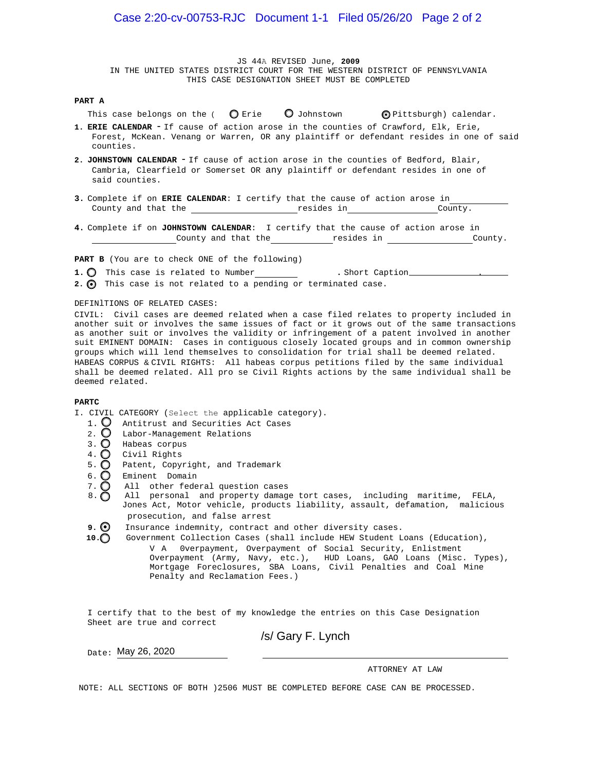JS 44A REVISED June, **2009**
IN THE UNITED STATES DISTRICT COURT FOR THE WESTERN DISTRICT OF PENNSYLVANIA
THIS CASE DESIGNATION SHEET MUST BE COMPLETED

**PART A**

This case belongs on the ( ○ Erie ○ Johnstown ⦿ Pittsburgh) calendar.

1. **ERIE CALENDAR -** If cause of action arose in the counties of Crawford, Elk, Erie, Forest, McKean. Venang or Warren, OR any plaintiff or defendant resides in one of said counties.

2. **JOHNSTOWN CALENDAR -** If cause of action arose in the counties of Bedford, Blair, Cambria, Clearfield or Somerset OR any plaintiff or defendant resides in one of said counties.

3. Complete if on **ERIE CALENDAR**: I certify that the cause of action arose in ____________ County and that the ______________________ resides in __________________ County.

4. Complete if on **JOHNSTOWN CALENDAR**: I certify that the cause of action arose in __________________ County and that the _____________ resides in __________________ County.

**PART B** (You are to check ONE of the following)

1. ○ This case is related to Number __________ . Short Caption ______________ .
2. ⦿ This case is not related to a pending or terminated case.

DEFINlTIONS OF RELATED CASES:

CIVIL: Civil cases are deemed related when a case filed relates to property included in another suit or involves the same issues of fact or it grows out of the same transactions as another suit or involves the validity or infringement of a patent involved in another suit EMINENT DOMAIN: Cases in contiguous closely located groups and in common ownership groups which will lend themselves to consolidation for trial shall be deemed related. HABEAS CORPUS & CIVIL RIGHTS: All habeas corpus petitions filed by the same individual shall be deemed related. All pro se Civil Rights actions by the same individual shall be deemed related.

**PARTC**

I. CIVIL CATEGORY (Select the applicable category).

1. ○ Antitrust and Securities Act Cases
2. ○ Labor-Management Relations
3. ○ Habeas corpus
4. ○ Civil Rights
5. ○ Patent, Copyright, and Trademark
6. ○ Eminent Domain
7. ○ All other federal question cases
8. ○ All personal and property damage tort cases, including maritime, FELA, Jones Act, Motor vehicle, products liability, assault, defamation, malicious prosecution, and false arrest
9. ⦿ Insurance indemnity, contract and other diversity cases.
10. ○ Government Collection Cases (shall include HEW Student Loans (Education), V A 0verpayment, Overpayment of Social Security, Enlistment Overpayment (Army, Navy, etc.), HUD Loans, GAO Loans (Misc. Types), Mortgage Foreclosures, SBA Loans, Civil Penalties and Coal Mine Penalty and Reclamation Fees.)

I certify that to the best of my knowledge the entries on this Case Designation Sheet are true and correct

Date: May 26, 2020

/s/ Gary F. Lynch
ATTORNEY AT LAW

NOTE: ALL SECTIONS OF BOTH )2506 MUST BE COMPLETED BEFORE CASE CAN BE PROCESSED.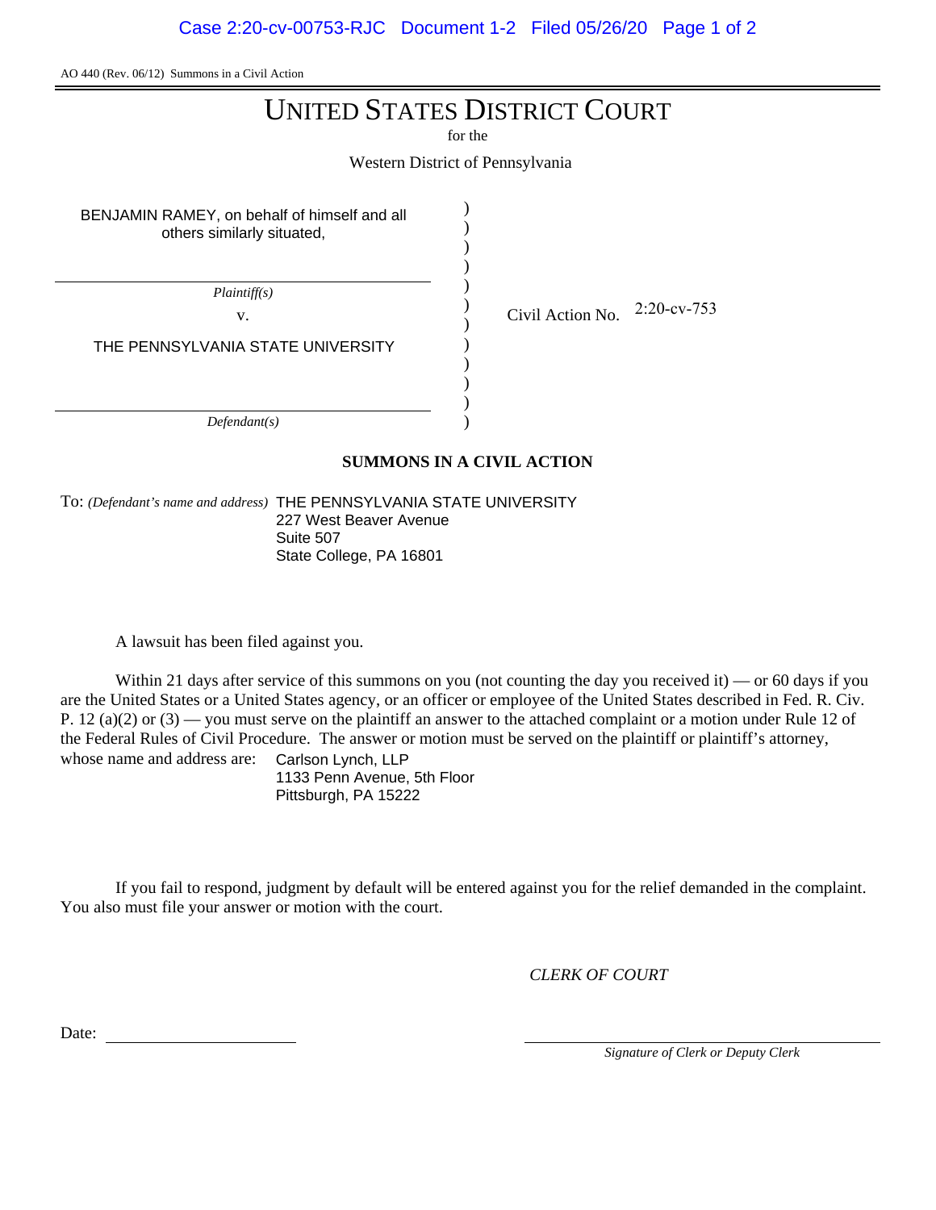AO 440 (Rev. 06/12) Summons in a Civil Action

# UNITED STATES DISTRICT COURT

for the

Western District of Pennsylvania

| | | |
|---|---|---|
| BENJAMIN RAMEY, on behalf of himself and all others similarly situated, | ) | |
| *Plaintiff(s)* | ) | |
| v. | ) | Civil Action No. 2:20-cv-753 |
| THE PENNSYLVANIA STATE UNIVERSITY | ) | |
| *Defendant(s)* | ) | |

**SUMMONS IN A CIVIL ACTION**

To: *(Defendant's name and address)* THE PENNSYLVANIA STATE UNIVERSITY
227 West Beaver Avenue
Suite 507
State College, PA 16801

A lawsuit has been filed against you.

Within 21 days after service of this summons on you (not counting the day you received it) — or 60 days if you are the United States or a United States agency, or an officer or employee of the United States described in Fed. R. Civ. P. 12 (a)(2) or (3) — you must serve on the plaintiff an answer to the attached complaint or a motion under Rule 12 of the Federal Rules of Civil Procedure. The answer or motion must be served on the plaintiff or plaintiff's attorney, whose name and address are: Carlson Lynch, LLP
1133 Penn Avenue, 5th Floor
Pittsburgh, PA 15222

If you fail to respond, judgment by default will be entered against you for the relief demanded in the complaint. You also must file your answer or motion with the court.

*CLERK OF COURT*

Date: ____________________

____________________
*Signature of Clerk or Deputy Clerk*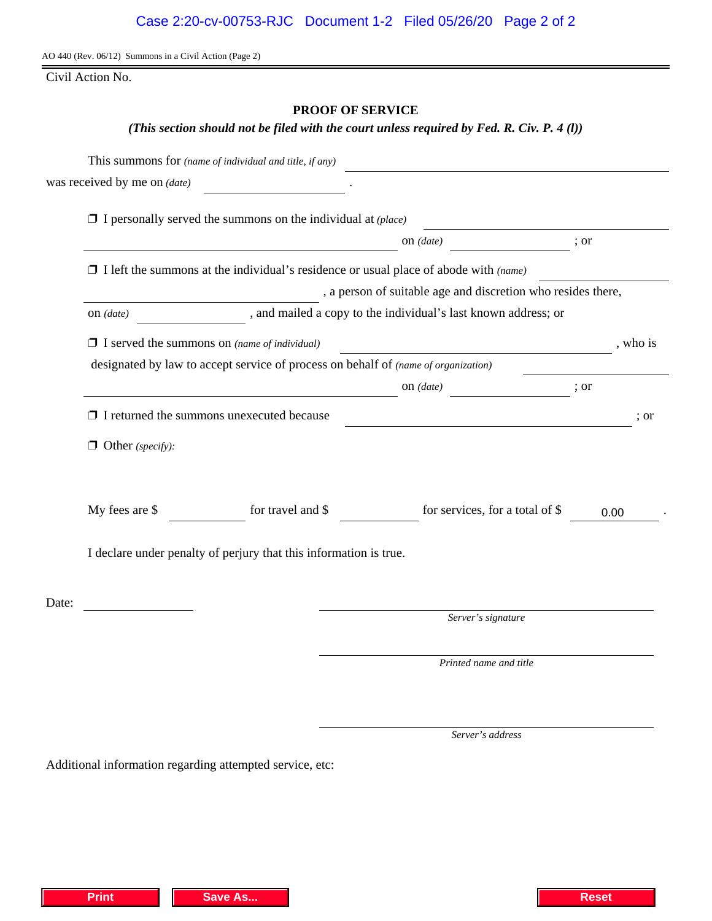AO 440 (Rev. 06/12) Summons in a Civil Action (Page 2)

Civil Action No.

## PROOF OF SERVICE

***(This section should not be filed with the court unless required by Fed. R. Civ. P. 4 (l))***

This summons for *(name of individual and title, if any)* ______________________________

was received by me on *(date)* ______________ .

❒ I personally served the summons on the individual at *(place)* ______________________________ on *(date)* ______________ ; or

❒ I left the summons at the individual's residence or usual place of abode with *(name)* ______________________________ , a person of suitable age and discretion who resides there, on *(date)* ______________ , and mailed a copy to the individual's last known address; or

❒ I served the summons on *(name of individual)* ______________________________ , who is designated by law to accept service of process on behalf of *(name of organization)* ______________________________ on *(date)* ______________ ; or

❒ I returned the summons unexecuted because ______________________________ ; or

❒ Other *(specify)*:

My fees are $ __________ for travel and $ __________ for services, for a total of $ 0.00 .

I declare under penalty of perjury that this information is true.

Date: ______________

______________________________
*Server's signature*

______________________________
*Printed name and title*

______________________________
*Server's address*

Additional information regarding attempted service, etc: